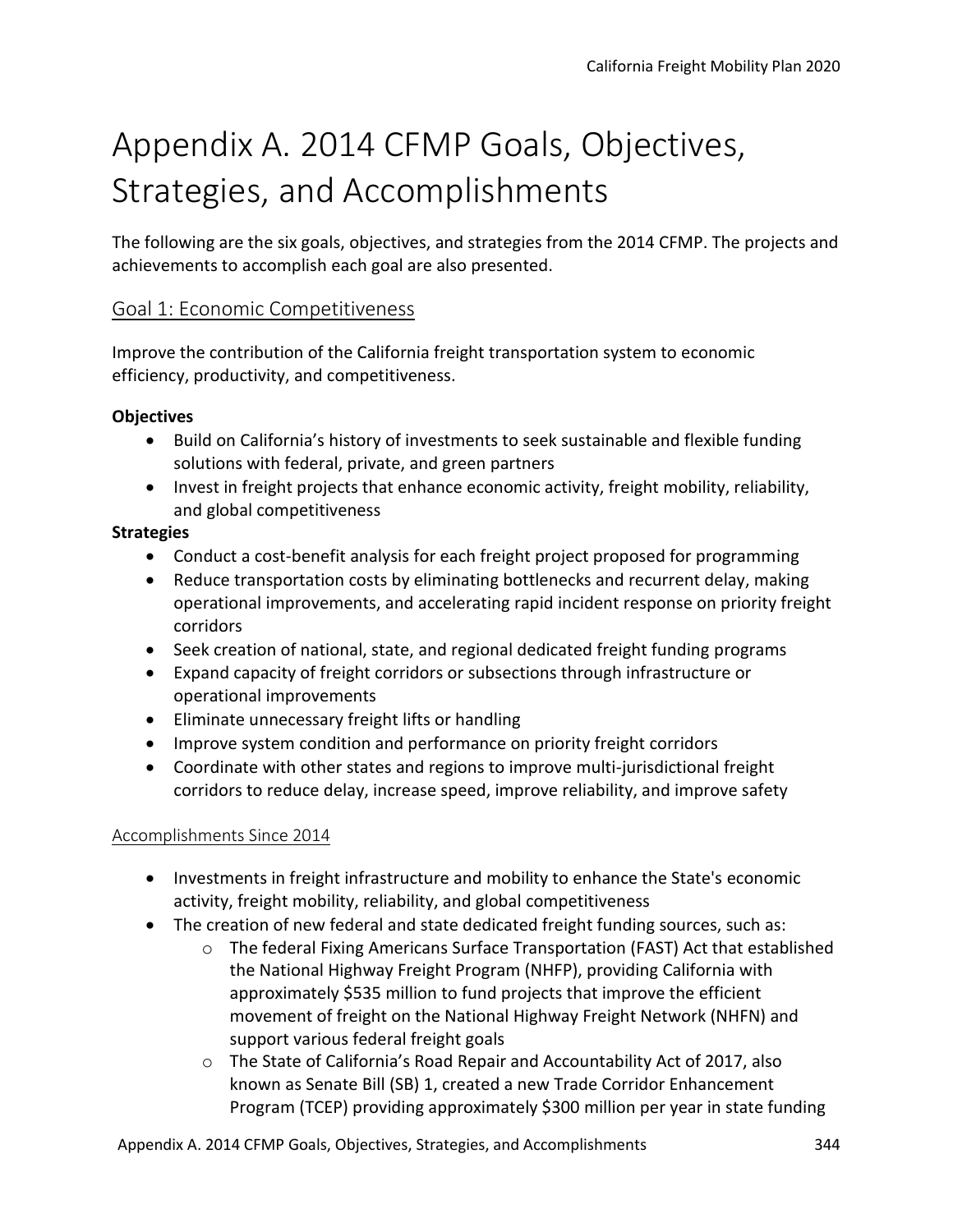# Appendix A. 2014 CFMP Goals, Objectives, Strategies, and Accomplishments

The following are the six goals, objectives, and strategies from the 2014 CFMP. The projects and achievements to accomplish each goal are also presented.

## Goal 1: Economic Competitiveness

Improve the contribution of the California freight transportation system to economic efficiency, productivity, and competitiveness.

**Objectives**

- Build on California's history of investments to seek sustainable and flexible funding solutions with federal, private, and green partners
- Invest in freight projects that enhance economic activity, freight mobility, reliability, and global competitiveness

**Strategies**

- Conduct a cost-benefit analysis for each freight project proposed for programming
- Reduce transportation costs by eliminating bottlenecks and recurrent delay, making operational improvements, and accelerating rapid incident response on priority freight corridors
- Seek creation of national, state, and regional dedicated freight funding programs
- Expand capacity of freight corridors or subsections through infrastructure or operational improvements
- Eliminate unnecessary freight lifts or handling
- Improve system condition and performance on priority freight corridors
- Coordinate with other states and regions to improve multi-jurisdictional freight corridors to reduce delay, increase speed, improve reliability, and improve safety

### Accomplishments Since 2014

- Investments in freight infrastructure and mobility to enhance the State's economic activity, freight mobility, reliability, and global competitiveness
- The creation of new federal and state dedicated freight funding sources, such as:
  - The federal Fixing Americans Surface Transportation (FAST) Act that established the National Highway Freight Program (NHFP), providing California with approximately $535 million to fund projects that improve the efficient movement of freight on the National Highway Freight Network (NHFN) and support various federal freight goals
  - The State of California's Road Repair and Accountability Act of 2017, also known as Senate Bill (SB) 1, created a new Trade Corridor Enhancement Program (TCEP) providing approximately $300 million per year in state funding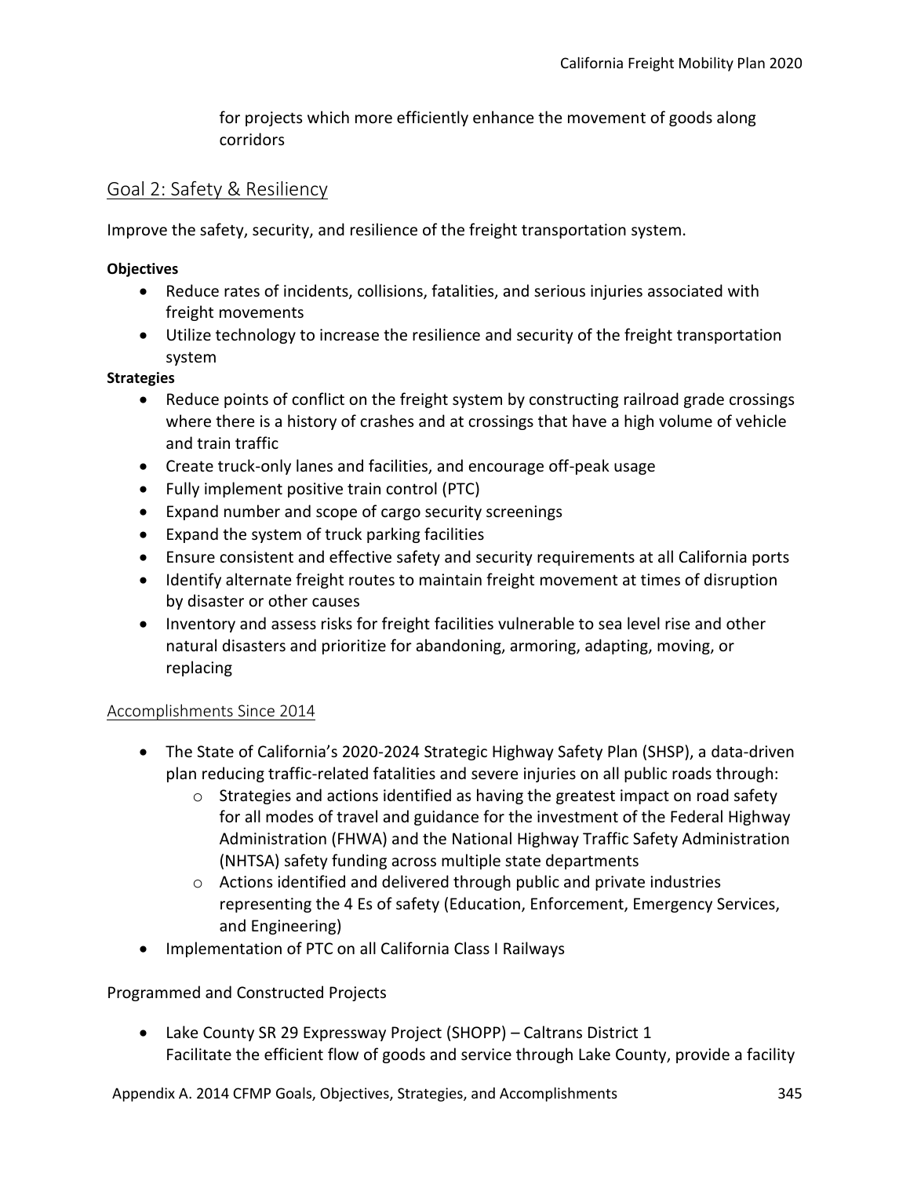for projects which more efficiently enhance the movement of goods along corridors

## Goal 2: Safety & Resiliency

Improve the safety, security, and resilience of the freight transportation system.

**Objectives**

- Reduce rates of incidents, collisions, fatalities, and serious injuries associated with freight movements
- Utilize technology to increase the resilience and security of the freight transportation system

**Strategies**

- Reduce points of conflict on the freight system by constructing railroad grade crossings where there is a history of crashes and at crossings that have a high volume of vehicle and train traffic
- Create truck-only lanes and facilities, and encourage off-peak usage
- Fully implement positive train control (PTC)
- Expand number and scope of cargo security screenings
- Expand the system of truck parking facilities
- Ensure consistent and effective safety and security requirements at all California ports
- Identify alternate freight routes to maintain freight movement at times of disruption by disaster or other causes
- Inventory and assess risks for freight facilities vulnerable to sea level rise and other natural disasters and prioritize for abandoning, armoring, adapting, moving, or replacing

### Accomplishments Since 2014

- The State of California's 2020-2024 Strategic Highway Safety Plan (SHSP), a data-driven plan reducing traffic-related fatalities and severe injuries on all public roads through:
  - Strategies and actions identified as having the greatest impact on road safety for all modes of travel and guidance for the investment of the Federal Highway Administration (FHWA) and the National Highway Traffic Safety Administration (NHTSA) safety funding across multiple state departments
  - Actions identified and delivered through public and private industries representing the 4 Es of safety (Education, Enforcement, Emergency Services, and Engineering)
- Implementation of PTC on all California Class I Railways

Programmed and Constructed Projects

- Lake County SR 29 Expressway Project (SHOPP) – Caltrans District 1
  Facilitate the efficient flow of goods and service through Lake County, provide a facility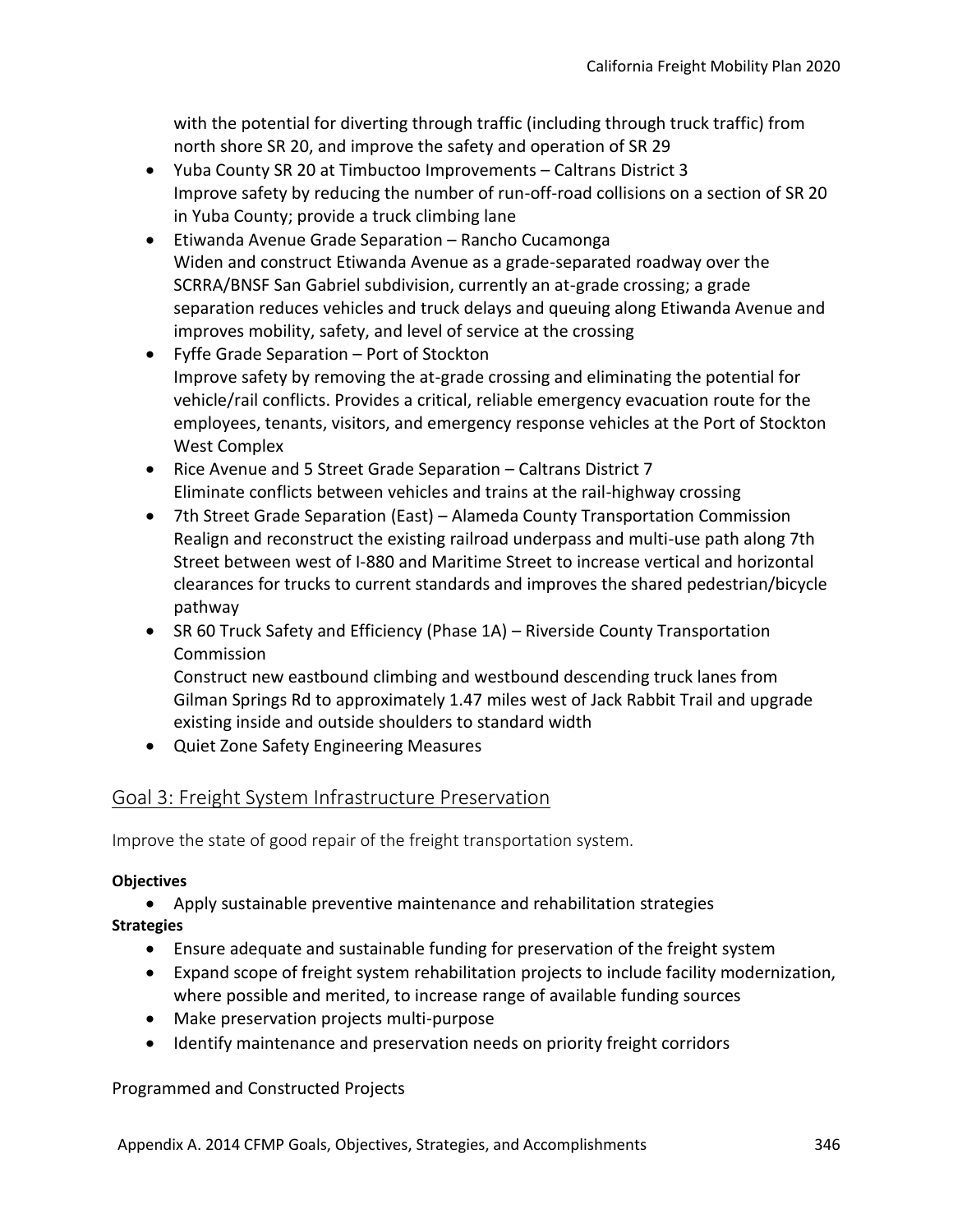with the potential for diverting through traffic (including through truck traffic) from north shore SR 20, and improve the safety and operation of SR 29

- Yuba County SR 20 at Timbuctoo Improvements – Caltrans District 3
  Improve safety by reducing the number of run-off-road collisions on a section of SR 20 in Yuba County; provide a truck climbing lane
- Etiwanda Avenue Grade Separation – Rancho Cucamonga
  Widen and construct Etiwanda Avenue as a grade-separated roadway over the SCRRA/BNSF San Gabriel subdivision, currently an at-grade crossing; a grade separation reduces vehicles and truck delays and queuing along Etiwanda Avenue and improves mobility, safety, and level of service at the crossing
- Fyffe Grade Separation – Port of Stockton
  Improve safety by removing the at-grade crossing and eliminating the potential for vehicle/rail conflicts. Provides a critical, reliable emergency evacuation route for the employees, tenants, visitors, and emergency response vehicles at the Port of Stockton West Complex
- Rice Avenue and 5 Street Grade Separation – Caltrans District 7
  Eliminate conflicts between vehicles and trains at the rail-highway crossing
- 7th Street Grade Separation (East) – Alameda County Transportation Commission
  Realign and reconstruct the existing railroad underpass and multi-use path along 7th Street between west of I-880 and Maritime Street to increase vertical and horizontal clearances for trucks to current standards and improves the shared pedestrian/bicycle pathway
- SR 60 Truck Safety and Efficiency (Phase 1A) – Riverside County Transportation Commission
  Construct new eastbound climbing and westbound descending truck lanes from Gilman Springs Rd to approximately 1.47 miles west of Jack Rabbit Trail and upgrade existing inside and outside shoulders to standard width
- Quiet Zone Safety Engineering Measures

## Goal 3: Freight System Infrastructure Preservation

Improve the state of good repair of the freight transportation system.

**Objectives**

- Apply sustainable preventive maintenance and rehabilitation strategies

**Strategies**

- Ensure adequate and sustainable funding for preservation of the freight system
- Expand scope of freight system rehabilitation projects to include facility modernization, where possible and merited, to increase range of available funding sources
- Make preservation projects multi-purpose
- Identify maintenance and preservation needs on priority freight corridors

Programmed and Constructed Projects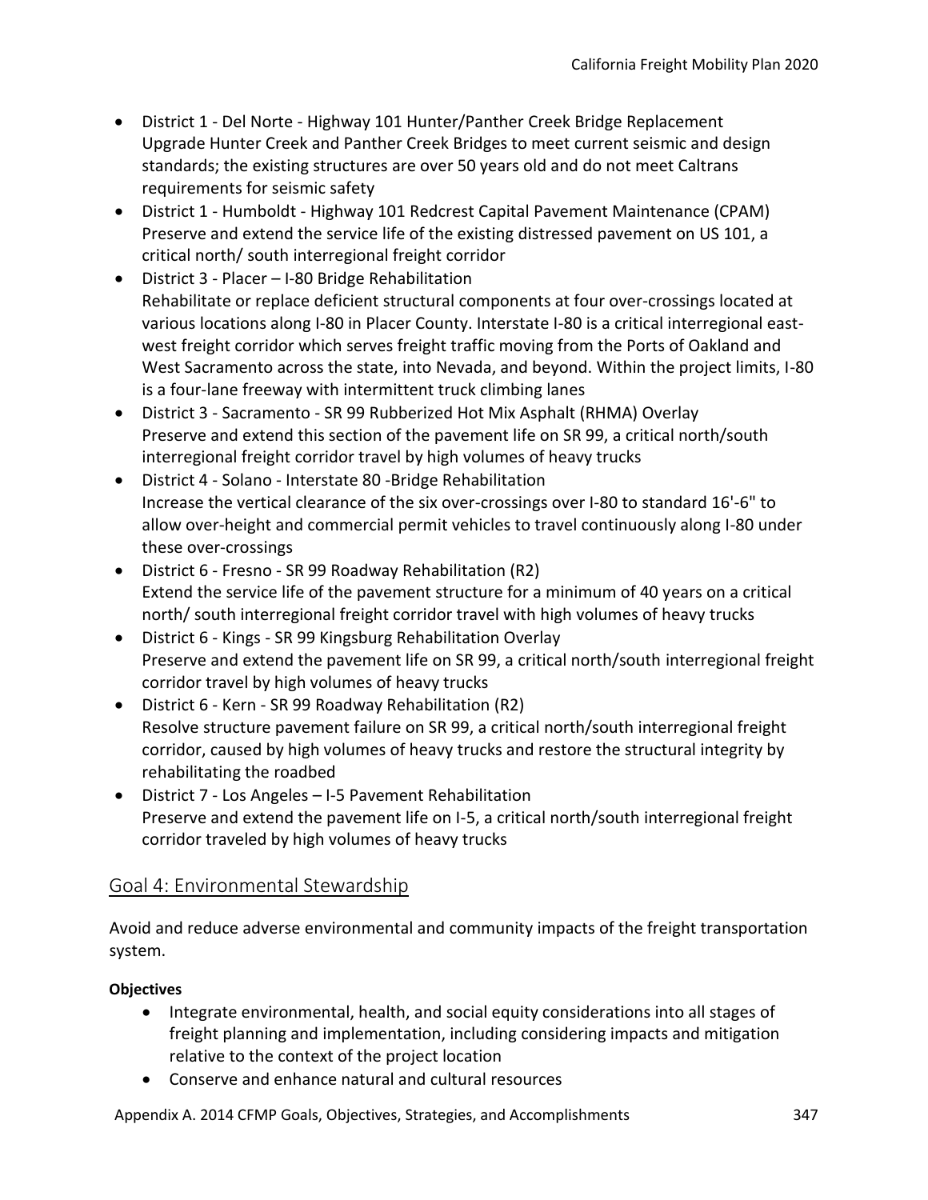- District 1 - Del Norte - Highway 101 Hunter/Panther Creek Bridge Replacement
  Upgrade Hunter Creek and Panther Creek Bridges to meet current seismic and design standards; the existing structures are over 50 years old and do not meet Caltrans requirements for seismic safety
- District 1 - Humboldt - Highway 101 Redcrest Capital Pavement Maintenance (CPAM)
  Preserve and extend the service life of the existing distressed pavement on US 101, a critical north/ south interregional freight corridor
- District 3 - Placer – I-80 Bridge Rehabilitation
  Rehabilitate or replace deficient structural components at four over-crossings located at various locations along I-80 in Placer County. Interstate I-80 is a critical interregional east-west freight corridor which serves freight traffic moving from the Ports of Oakland and West Sacramento across the state, into Nevada, and beyond. Within the project limits, I-80 is a four-lane freeway with intermittent truck climbing lanes
- District 3 - Sacramento - SR 99 Rubberized Hot Mix Asphalt (RHMA) Overlay
  Preserve and extend this section of the pavement life on SR 99, a critical north/south interregional freight corridor travel by high volumes of heavy trucks
- District 4 - Solano - Interstate 80 -Bridge Rehabilitation
  Increase the vertical clearance of the six over-crossings over I-80 to standard 16'-6" to allow over-height and commercial permit vehicles to travel continuously along I-80 under these over-crossings
- District 6 - Fresno - SR 99 Roadway Rehabilitation (R2)
  Extend the service life of the pavement structure for a minimum of 40 years on a critical north/ south interregional freight corridor travel with high volumes of heavy trucks
- District 6 - Kings - SR 99 Kingsburg Rehabilitation Overlay
  Preserve and extend the pavement life on SR 99, a critical north/south interregional freight corridor travel by high volumes of heavy trucks
- District 6 - Kern - SR 99 Roadway Rehabilitation (R2)
  Resolve structure pavement failure on SR 99, a critical north/south interregional freight corridor, caused by high volumes of heavy trucks and restore the structural integrity by rehabilitating the roadbed
- District 7 - Los Angeles – I-5 Pavement Rehabilitation
  Preserve and extend the pavement life on I-5, a critical north/south interregional freight corridor traveled by high volumes of heavy trucks

## Goal 4: Environmental Stewardship

Avoid and reduce adverse environmental and community impacts of the freight transportation system.

**Objectives**

- Integrate environmental, health, and social equity considerations into all stages of freight planning and implementation, including considering impacts and mitigation relative to the context of the project location
- Conserve and enhance natural and cultural resources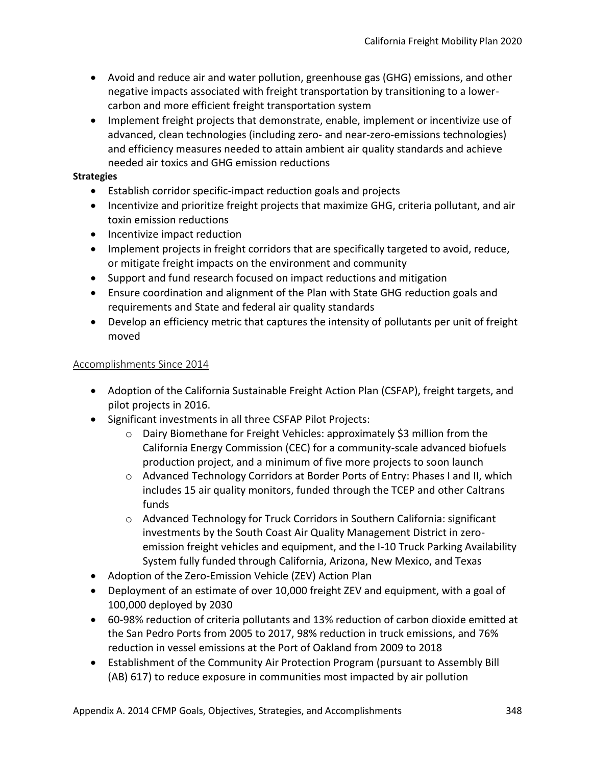- Avoid and reduce air and water pollution, greenhouse gas (GHG) emissions, and other negative impacts associated with freight transportation by transitioning to a lower-carbon and more efficient freight transportation system
- Implement freight projects that demonstrate, enable, implement or incentivize use of advanced, clean technologies (including zero- and near-zero-emissions technologies) and efficiency measures needed to attain ambient air quality standards and achieve needed air toxics and GHG emission reductions

**Strategies**

- Establish corridor specific-impact reduction goals and projects
- Incentivize and prioritize freight projects that maximize GHG, criteria pollutant, and air toxin emission reductions
- Incentivize impact reduction
- Implement projects in freight corridors that are specifically targeted to avoid, reduce, or mitigate freight impacts on the environment and community
- Support and fund research focused on impact reductions and mitigation
- Ensure coordination and alignment of the Plan with State GHG reduction goals and requirements and State and federal air quality standards
- Develop an efficiency metric that captures the intensity of pollutants per unit of freight moved

## Accomplishments Since 2014

- Adoption of the California Sustainable Freight Action Plan (CSFAP), freight targets, and pilot projects in 2016.
- Significant investments in all three CSFAP Pilot Projects:
  - Dairy Biomethane for Freight Vehicles: approximately $3 million from the California Energy Commission (CEC) for a community-scale advanced biofuels production project, and a minimum of five more projects to soon launch
  - Advanced Technology Corridors at Border Ports of Entry: Phases I and II, which includes 15 air quality monitors, funded through the TCEP and other Caltrans funds
  - Advanced Technology for Truck Corridors in Southern California: significant investments by the South Coast Air Quality Management District in zero-emission freight vehicles and equipment, and the I-10 Truck Parking Availability System fully funded through California, Arizona, New Mexico, and Texas
- Adoption of the Zero-Emission Vehicle (ZEV) Action Plan
- Deployment of an estimate of over 10,000 freight ZEV and equipment, with a goal of 100,000 deployed by 2030
- 60-98% reduction of criteria pollutants and 13% reduction of carbon dioxide emitted at the San Pedro Ports from 2005 to 2017, 98% reduction in truck emissions, and 76% reduction in vessel emissions at the Port of Oakland from 2009 to 2018
- Establishment of the Community Air Protection Program (pursuant to Assembly Bill (AB) 617) to reduce exposure in communities most impacted by air pollution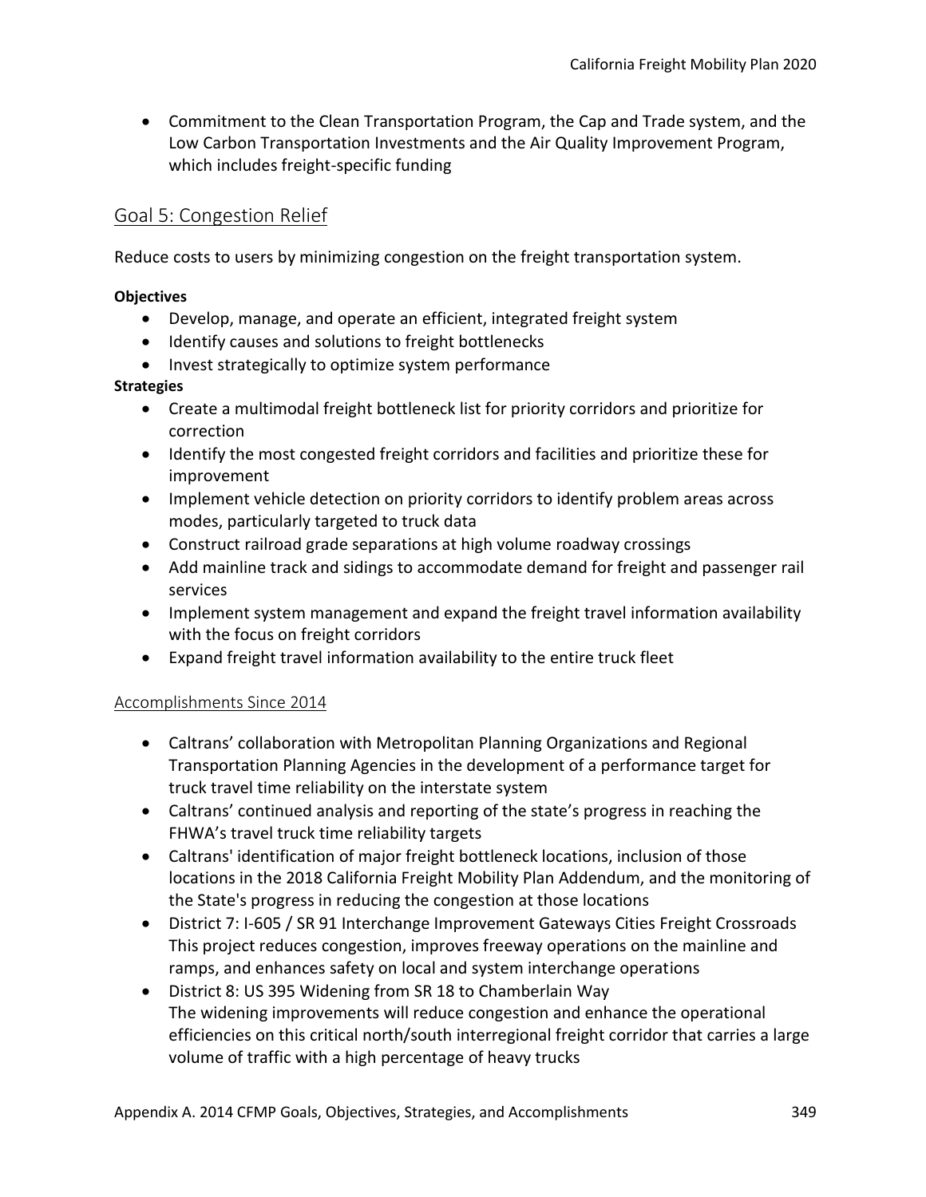- Commitment to the Clean Transportation Program, the Cap and Trade system, and the Low Carbon Transportation Investments and the Air Quality Improvement Program, which includes freight-specific funding

## Goal 5: Congestion Relief

Reduce costs to users by minimizing congestion on the freight transportation system.

**Objectives**

- Develop, manage, and operate an efficient, integrated freight system
- Identify causes and solutions to freight bottlenecks
- Invest strategically to optimize system performance

**Strategies**

- Create a multimodal freight bottleneck list for priority corridors and prioritize for correction
- Identify the most congested freight corridors and facilities and prioritize these for improvement
- Implement vehicle detection on priority corridors to identify problem areas across modes, particularly targeted to truck data
- Construct railroad grade separations at high volume roadway crossings
- Add mainline track and sidings to accommodate demand for freight and passenger rail services
- Implement system management and expand the freight travel information availability with the focus on freight corridors
- Expand freight travel information availability to the entire truck fleet

### Accomplishments Since 2014

- Caltrans' collaboration with Metropolitan Planning Organizations and Regional Transportation Planning Agencies in the development of a performance target for truck travel time reliability on the interstate system
- Caltrans' continued analysis and reporting of the state's progress in reaching the FHWA's travel truck time reliability targets
- Caltrans' identification of major freight bottleneck locations, inclusion of those locations in the 2018 California Freight Mobility Plan Addendum, and the monitoring of the State's progress in reducing the congestion at those locations
- District 7: I-605 / SR 91 Interchange Improvement Gateways Cities Freight Crossroads
  This project reduces congestion, improves freeway operations on the mainline and ramps, and enhances safety on local and system interchange operations
- District 8: US 395 Widening from SR 18 to Chamberlain Way
  The widening improvements will reduce congestion and enhance the operational efficiencies on this critical north/south interregional freight corridor that carries a large volume of traffic with a high percentage of heavy trucks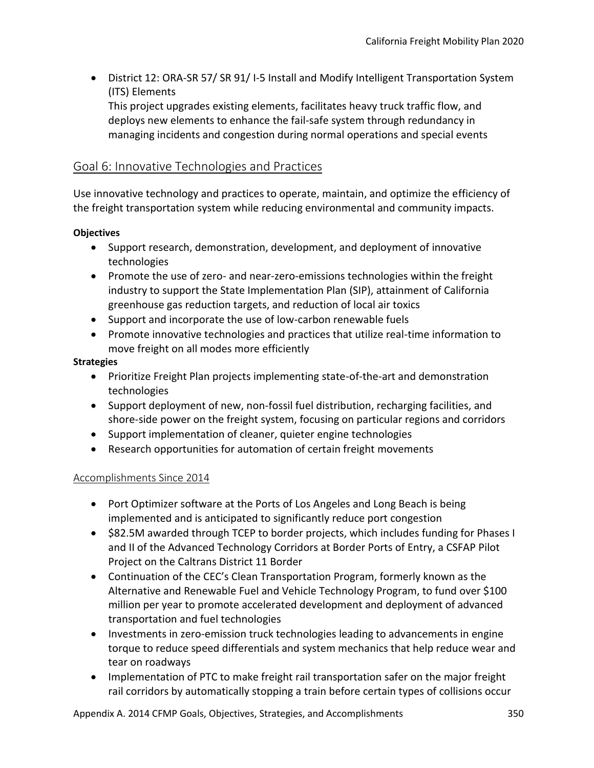- District 12: ORA-SR 57/ SR 91/ I-5 Install and Modify Intelligent Transportation System (ITS) Elements
  This project upgrades existing elements, facilitates heavy truck traffic flow, and deploys new elements to enhance the fail-safe system through redundancy in managing incidents and congestion during normal operations and special events

## Goal 6: Innovative Technologies and Practices

Use innovative technology and practices to operate, maintain, and optimize the efficiency of the freight transportation system while reducing environmental and community impacts.

**Objectives**

- Support research, demonstration, development, and deployment of innovative technologies
- Promote the use of zero- and near-zero-emissions technologies within the freight industry to support the State Implementation Plan (SIP), attainment of California greenhouse gas reduction targets, and reduction of local air toxics
- Support and incorporate the use of low-carbon renewable fuels
- Promote innovative technologies and practices that utilize real-time information to move freight on all modes more efficiently

**Strategies**

- Prioritize Freight Plan projects implementing state-of-the-art and demonstration technologies
- Support deployment of new, non-fossil fuel distribution, recharging facilities, and shore-side power on the freight system, focusing on particular regions and corridors
- Support implementation of cleaner, quieter engine technologies
- Research opportunities for automation of certain freight movements

### Accomplishments Since 2014

- Port Optimizer software at the Ports of Los Angeles and Long Beach is being implemented and is anticipated to significantly reduce port congestion
- $82.5M awarded through TCEP to border projects, which includes funding for Phases I and II of the Advanced Technology Corridors at Border Ports of Entry, a CSFAP Pilot Project on the Caltrans District 11 Border
- Continuation of the CEC's Clean Transportation Program, formerly known as the Alternative and Renewable Fuel and Vehicle Technology Program, to fund over $100 million per year to promote accelerated development and deployment of advanced transportation and fuel technologies
- Investments in zero-emission truck technologies leading to advancements in engine torque to reduce speed differentials and system mechanics that help reduce wear and tear on roadways
- Implementation of PTC to make freight rail transportation safer on the major freight rail corridors by automatically stopping a train before certain types of collisions occur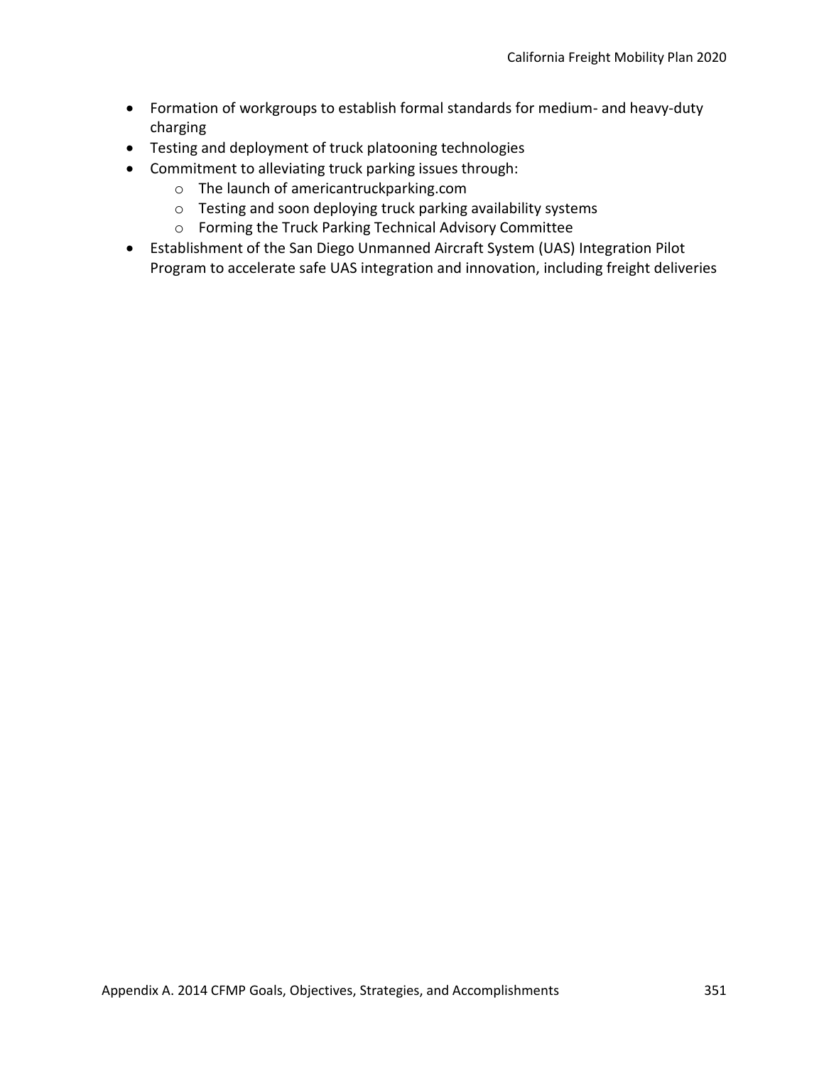- Formation of workgroups to establish formal standards for medium- and heavy-duty charging
- Testing and deployment of truck platooning technologies
- Commitment to alleviating truck parking issues through:
    - The launch of americantruckparking.com
    - Testing and soon deploying truck parking availability systems
    - Forming the Truck Parking Technical Advisory Committee
- Establishment of the San Diego Unmanned Aircraft System (UAS) Integration Pilot Program to accelerate safe UAS integration and innovation, including freight deliveries